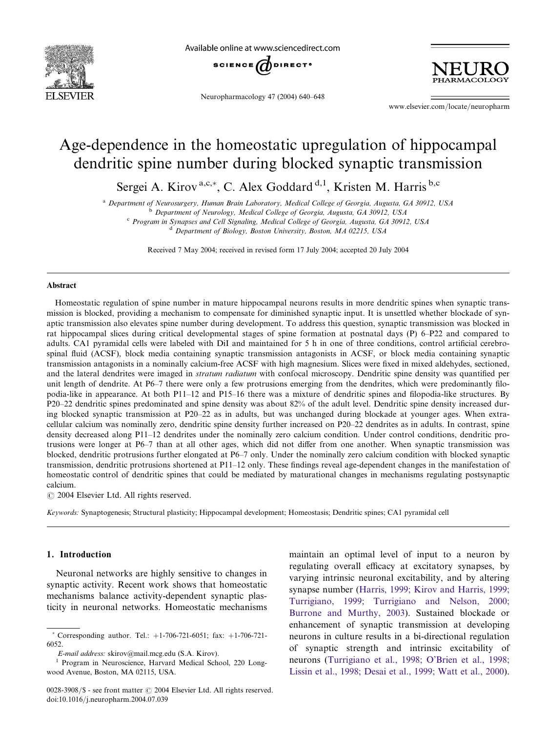# Age-dependence in the homeostatic upregulation of hippocampal dendritic spine number during blocked synaptic transmission

Sergei A. Kirov[a,c,*], C. Alex Goddard[d,1], Kristen M. Harris[b,c]

[a] Department of Neurosurgery, Human Brain Laboratory, Medical College of Georgia, Augusta, GA 30912, USA
[b] Department of Neurology, Medical College of Georgia, Augusta, GA 30912, USA
[c] Program in Synapses and Cell Signaling, Medical College of Georgia, Augusta, GA 30912, USA
[d] Department of Biology, Boston University, Boston, MA 02215, USA

Received 7 May 2004; received in revised form 17 July 2004; accepted 20 July 2004

## Abstract

Homeostatic regulation of spine number in mature hippocampal neurons results in more dendritic spines when synaptic transmission is blocked, providing a mechanism to compensate for diminished synaptic input. It is unsettled whether blockade of synaptic transmission also elevates spine number during development. To address this question, synaptic transmission was blocked in rat hippocampal slices during critical developmental stages of spine formation at postnatal days (P) 6–P22 and compared to adults. CA1 pyramidal cells were labeled with DiI and maintained for 5 h in one of three conditions, control artificial cerebrospinal fluid (ACSF), block media containing synaptic transmission antagonists in ACSF, or block media containing synaptic transmission antagonists in a nominally calcium-free ACSF with high magnesium. Slices were fixed in mixed aldehydes, sectioned, and the lateral dendrites were imaged in *stratum radiatum* with confocal microscopy. Dendritic spine density was quantified per unit length of dendrite. At P6–7 there were only a few protrusions emerging from the dendrites, which were predominantly filopodia-like in appearance. At both P11–12 and P15–16 there was a mixture of dendritic spines and filopodia-like structures. By P20–22 dendritic spines predominated and spine density was about 82% of the adult level. Dendritic spine density increased during blocked synaptic transmission at P20–22 as in adults, but was unchanged during blockade at younger ages. When extracellular calcium was nominally zero, dendritic spine density further increased on P20–22 dendrites as in adults. In contrast, spine density decreased along P11–12 dendrites under the nominally zero calcium condition. Under control conditions, dendritic protrusions were longer at P6–7 than at all other ages, which did not differ from one another. When synaptic transmission was blocked, dendritic protrusions further elongated at P6–7 only. Under the nominally zero calcium condition with blocked synaptic transmission, dendritic protrusions shortened at P11–12 only. These findings reveal age-dependent changes in the manifestation of homeostatic control of dendritic spines that could be mediated by maturational changes in mechanisms regulating postsynaptic calcium.

© 2004 Elsevier Ltd. All rights reserved.

*Keywords:* Synaptogenesis; Structural plasticity; Hippocampal development; Homeostasis; Dendritic spines; CA1 pyramidal cell

## 1. Introduction

Neuronal networks are highly sensitive to changes in synaptic activity. Recent work shows that homeostatic mechanisms balance activity-dependent synaptic plasticity in neuronal networks. Homeostatic mechanisms maintain an optimal level of input to a neuron by regulating overall efficacy at excitatory synapses, by varying intrinsic neuronal excitability, and by altering synapse number (Harris, 1999; Kirov and Harris, 1999; Turrigiano, 1999; Turrigiano and Nelson, 2000; Burrone and Murthy, 2003). Sustained blockade or enhancement of synaptic transmission at developing neurons in culture results in a bi-directional regulation of synaptic strength and intrinsic excitability of neurons (Turrigiano et al., 1998; O'Brien et al., 1998; Lissin et al., 1998; Desai et al., 1999; Watt et al., 2000).

---

* Corresponding author. Tel.: +1-706-721-6051; fax: +1-706-721-6052.
*E-mail address:* skirov@mail.mcg.edu (S.A. Kirov).
[1] Program in Neuroscience, Harvard Medical School, 220 Longwood Avenue, Boston, MA 02115, USA.

0028-3908/$ - see front matter © 2004 Elsevier Ltd. All rights reserved.
doi:10.1016/j.neuropharm.2004.07.039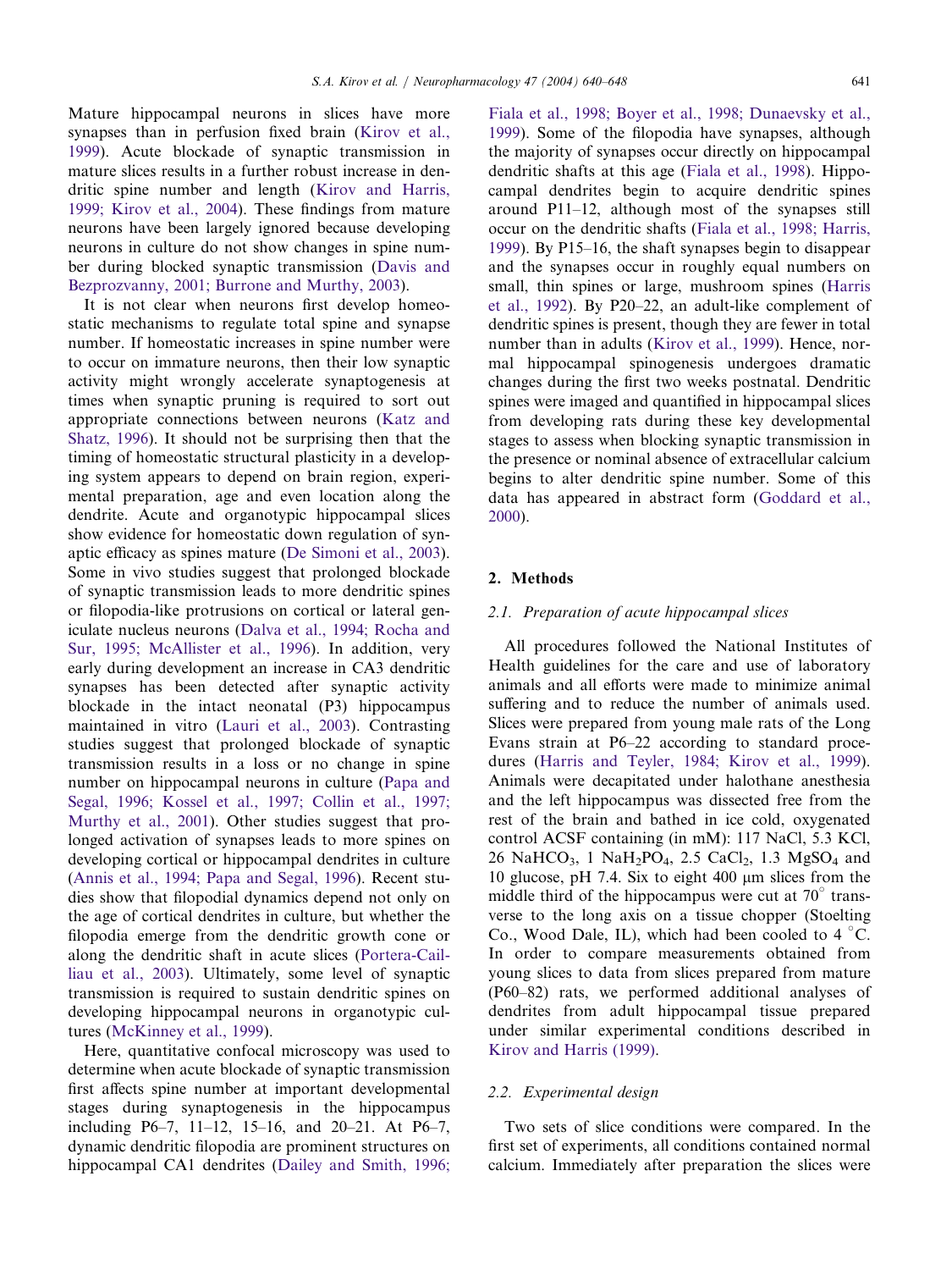Mature hippocampal neurons in slices have more synapses than in perfusion fixed brain (Kirov et al., 1999). Acute blockade of synaptic transmission in mature slices results in a further robust increase in dendritic spine number and length (Kirov and Harris, 1999; Kirov et al., 2004). These findings from mature neurons have been largely ignored because developing neurons in culture do not show changes in spine number during blocked synaptic transmission (Davis and Bezprozvanny, 2001; Burrone and Murthy, 2003).

It is not clear when neurons first develop homeostatic mechanisms to regulate total spine and synapse number. If homeostatic increases in spine number were to occur on immature neurons, then their low synaptic activity might wrongly accelerate synaptogenesis at times when synaptic pruning is required to sort out appropriate connections between neurons (Katz and Shatz, 1996). It should not be surprising then that the timing of homeostatic structural plasticity in a developing system appears to depend on brain region, experimental preparation, age and even location along the dendrite. Acute and organotypic hippocampal slices show evidence for homeostatic down regulation of synaptic efficacy as spines mature (De Simoni et al., 2003). Some in vivo studies suggest that prolonged blockade of synaptic transmission leads to more dendritic spines or filopodia-like protrusions on cortical or lateral geniculate nucleus neurons (Dalva et al., 1994; Rocha and Sur, 1995; McAllister et al., 1996). In addition, very early during development an increase in CA3 dendritic synapses has been detected after synaptic activity blockade in the intact neonatal (P3) hippocampus maintained in vitro (Lauri et al., 2003). Contrasting studies suggest that prolonged blockade of synaptic transmission results in a loss or no change in spine number on hippocampal neurons in culture (Papa and Segal, 1996; Kossel et al., 1997; Collin et al., 1997; Murthy et al., 2001). Other studies suggest that prolonged activation of synapses leads to more spines on developing cortical or hippocampal dendrites in culture (Annis et al., 1994; Papa and Segal, 1996). Recent studies show that filopodial dynamics depend not only on the age of cortical dendrites in culture, but whether the filopodia emerge from the dendritic growth cone or along the dendritic shaft in acute slices (Portera-Cailliau et al., 2003). Ultimately, some level of synaptic transmission is required to sustain dendritic spines on developing hippocampal neurons in organotypic cultures (McKinney et al., 1999).

Here, quantitative confocal microscopy was used to determine when acute blockade of synaptic transmission first affects spine number at important developmental stages during synaptogenesis in the hippocampus including P6–7, 11–12, 15–16, and 20–21. At P6–7, dynamic dendritic filopodia are prominent structures on hippocampal CA1 dendrites (Dailey and Smith, 1996; Fiala et al., 1998; Boyer et al., 1998; Dunaevsky et al., 1999). Some of the filopodia have synapses, although the majority of synapses occur directly on hippocampal dendritic shafts at this age (Fiala et al., 1998). Hippocampal dendrites begin to acquire dendritic spines around P11–12, although most of the synapses still occur on the dendritic shafts (Fiala et al., 1998; Harris, 1999). By P15–16, the shaft synapses begin to disappear and the synapses occur in roughly equal numbers on small, thin spines or large, mushroom spines (Harris et al., 1992). By P20–22, an adult-like complement of dendritic spines is present, though they are fewer in total number than in adults (Kirov et al., 1999). Hence, normal hippocampal spinogenesis undergoes dramatic changes during the first two weeks postnatal. Dendritic spines were imaged and quantified in hippocampal slices from developing rats during these key developmental stages to assess when blocking synaptic transmission in the presence or nominal absence of extracellular calcium begins to alter dendritic spine number. Some of this data has appeared in abstract form (Goddard et al., 2000).

## 2. Methods

### 2.1. Preparation of acute hippocampal slices

All procedures followed the National Institutes of Health guidelines for the care and use of laboratory animals and all efforts were made to minimize animal suffering and to reduce the number of animals used. Slices were prepared from young male rats of the Long Evans strain at P6–22 according to standard procedures (Harris and Teyler, 1984; Kirov et al., 1999). Animals were decapitated under halothane anesthesia and the left hippocampus was dissected free from the rest of the brain and bathed in ice cold, oxygenated control ACSF containing (in mM): 117 NaCl, 5.3 KCl, 26 $NaHCO_3$, 1 $NaH_2PO_4$, 2.5 $CaCl_2$, 1.3 $MgSO_4$ and 10 glucose, pH 7.4. Six to eight 400 μm slices from the middle third of the hippocampus were cut at 70° transverse to the long axis on a tissue chopper (Stoelting Co., Wood Dale, IL), which had been cooled to 4 °C. In order to compare measurements obtained from young slices to data from slices prepared from mature (P60–82) rats, we performed additional analyses of dendrites from adult hippocampal tissue prepared under similar experimental conditions described in Kirov and Harris (1999).

### 2.2. Experimental design

Two sets of slice conditions were compared. In the first set of experiments, all conditions contained normal calcium. Immediately after preparation the slices were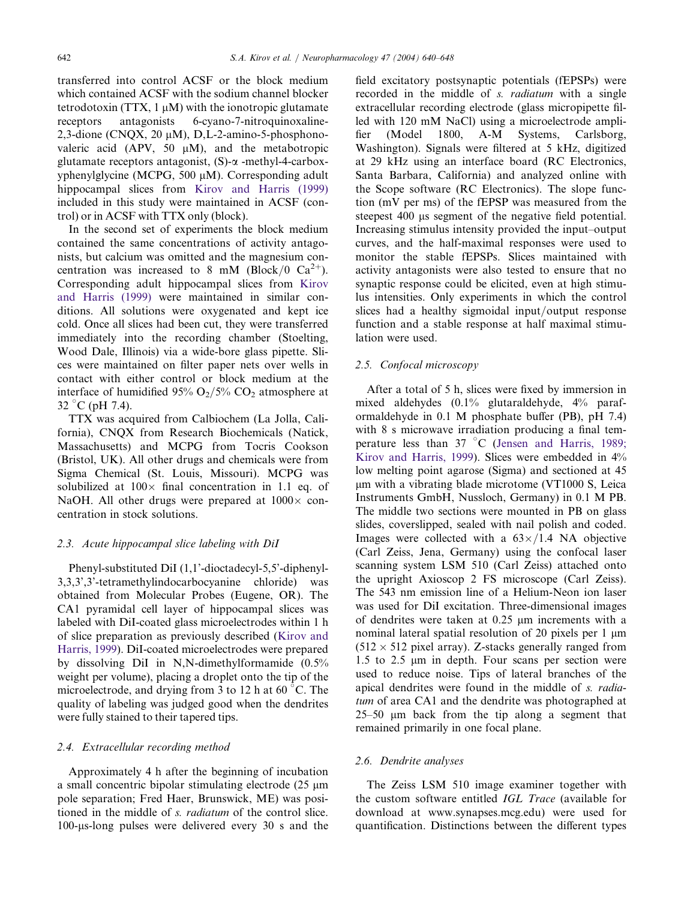transferred into control ACSF or the block medium which contained ACSF with the sodium channel blocker tetrodotoxin (TTX, 1 μM) with the ionotropic glutamate receptors antagonists 6-cyano-7-nitroquinoxaline-2,3-dione (CNQX, 20 μM), D,L-2-amino-5-phosphonovaleric acid (APV, 50 μM), and the metabotropic glutamate receptors antagonist, (S)-α -methyl-4-carboxyphenylglycine (MCPG, 500 μM). Corresponding adult hippocampal slices from Kirov and Harris (1999) included in this study were maintained in ACSF (control) or in ACSF with TTX only (block).

In the second set of experiments the block medium contained the same concentrations of activity antagonists, but calcium was omitted and the magnesium concentration was increased to 8 mM (Block/0 $Ca^{2+}$). Corresponding adult hippocampal slices from Kirov and Harris (1999) were maintained in similar conditions. All solutions were oxygenated and kept ice cold. Once all slices had been cut, they were transferred immediately into the recording chamber (Stoelting, Wood Dale, Illinois) via a wide-bore glass pipette. Slices were maintained on filter paper nets over wells in contact with either control or block medium at the interface of humidified 95% $O_2$/5% $CO_2$ atmosphere at 32 °C (pH 7.4).

TTX was acquired from Calbiochem (La Jolla, California), CNQX from Research Biochemicals (Natick, Massachusetts) and MCPG from Tocris Cookson (Bristol, UK). All other drugs and chemicals were from Sigma Chemical (St. Louis, Missouri). MCPG was solubilized at 100× final concentration in 1.1 eq. of NaOH. All other drugs were prepared at 1000× concentration in stock solutions.

### 2.3. Acute hippocampal slice labeling with DiI

Phenyl-substituted DiI (1,1'-dioctadecyl-5,5'-diphenyl-3,3,3',3'-tetramethylindocarbocyanine chloride) was obtained from Molecular Probes (Eugene, OR). The CA1 pyramidal cell layer of hippocampal slices was labeled with DiI-coated glass microelectrodes within 1 h of slice preparation as previously described (Kirov and Harris, 1999). DiI-coated microelectrodes were prepared by dissolving DiI in N,N-dimethylformamide (0.5% weight per volume), placing a droplet onto the tip of the microelectrode, and drying from 3 to 12 h at 60 °C. The quality of labeling was judged good when the dendrites were fully stained to their tapered tips.

### 2.4. Extracellular recording method

Approximately 4 h after the beginning of incubation a small concentric bipolar stimulating electrode (25 μm pole separation; Fred Haer, Brunswick, ME) was positioned in the middle of *s. radiatum* of the control slice. 100-μs-long pulses were delivered every 30 s and the field excitatory postsynaptic potentials (fEPSPs) were recorded in the middle of *s. radiatum* with a single extracellular recording electrode (glass micropipette filled with 120 mM NaCl) using a microelectrode amplifier (Model 1800, A-M Systems, Carlsborg, Washington). Signals were filtered at 5 kHz, digitized at 29 kHz using an interface board (RC Electronics, Santa Barbara, California) and analyzed online with the Scope software (RC Electronics). The slope function (mV per ms) of the fEPSP was measured from the steepest 400 μs segment of the negative field potential. Increasing stimulus intensity provided the input–output curves, and the half-maximal responses were used to monitor the stable fEPSPs. Slices maintained with activity antagonists were also tested to ensure that no synaptic response could be elicited, even at high stimulus intensities. Only experiments in which the control slices had a healthy sigmoidal input/output response function and a stable response at half maximal stimulation were used.

### 2.5. Confocal microscopy

After a total of 5 h, slices were fixed by immersion in mixed aldehydes (0.1% glutaraldehyde, 4% paraformaldehyde in 0.1 M phosphate buffer (PB), pH 7.4) with 8 s microwave irradiation producing a final temperature less than 37 °C (Jensen and Harris, 1989; Kirov and Harris, 1999). Slices were embedded in 4% low melting point agarose (Sigma) and sectioned at 45 μm with a vibrating blade microtome (VT1000 S, Leica Instruments GmbH, Nussloch, Germany) in 0.1 M PB. The middle two sections were mounted in PB on glass slides, coverslipped, sealed with nail polish and coded. Images were collected with a 63×/1.4 NA objective (Carl Zeiss, Jena, Germany) using the confocal laser scanning system LSM 510 (Carl Zeiss) attached onto the upright Axioscop 2 FS microscope (Carl Zeiss). The 543 nm emission line of a Helium-Neon ion laser was used for DiI excitation. Three-dimensional images of dendrites were taken at 0.25 μm increments with a nominal lateral spatial resolution of 20 pixels per 1 μm (512 × 512 pixel array). Z-stacks generally ranged from 1.5 to 2.5 μm in depth. Four scans per section were used to reduce noise. Tips of lateral branches of the apical dendrites were found in the middle of *s. radiatum* of area CA1 and the dendrite was photographed at 25–50 μm back from the tip along a segment that remained primarily in one focal plane.

### 2.6. Dendrite analyses

The Zeiss LSM 510 image examiner together with the custom software entitled *IGL Trace* (available for download at www.synapses.mcg.edu) were used for quantification. Distinctions between the different types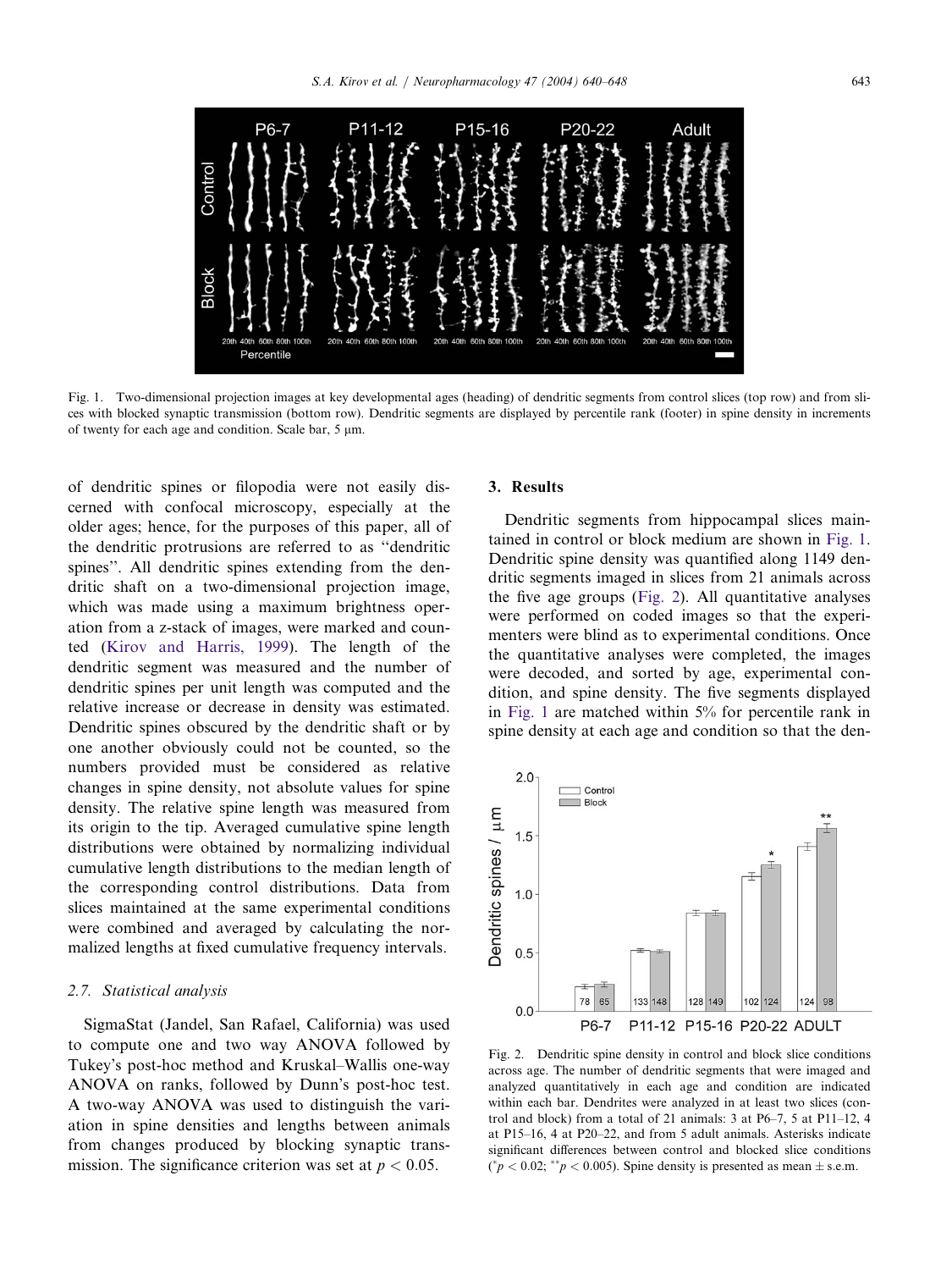P6-7 P11-12 P15-16 P20-22 Adult

Control

Block

20th 40th 60th 80th 100th

Percentile

Fig. 1. Two-dimensional projection images at key developmental ages (heading) of dendritic segments from control slices (top row) and from slices with blocked synaptic transmission (bottom row). Dendritic segments are displayed by percentile rank (footer) in spine density in increments of twenty for each age and condition. Scale bar, 5 μm.

of dendritic spines or filopodia were not easily discerned with confocal microscopy, especially at the older ages; hence, for the purposes of this paper, all of the dendritic protrusions are referred to as ''dendritic spines''. All dendritic spines extending from the dendritic shaft on a two-dimensional projection image, which was made using a maximum brightness operation from a z-stack of images, were marked and counted (Kirov and Harris, 1999). The length of the dendritic segment was measured and the number of dendritic spines per unit length was computed and the relative increase or decrease in density was estimated. Dendritic spines obscured by the dendritic shaft or by one another obviously could not be counted, so the numbers provided must be considered as relative changes in spine density, not absolute values for spine density. The relative spine length was measured from its origin to the tip. Averaged cumulative spine length distributions were obtained by normalizing individual cumulative length distributions to the median length of the corresponding control distributions. Data from slices maintained at the same experimental conditions were combined and averaged by calculating the normalized lengths at fixed cumulative frequency intervals.

### 2.7. Statistical analysis

SigmaStat (Jandel, San Rafael, California) was used to compute one and two way ANOVA followed by Tukey's post-hoc method and Kruskal–Wallis one-way ANOVA on ranks, followed by Dunn's post-hoc test. A two-way ANOVA was used to distinguish the variation in spine densities and lengths between animals from changes produced by blocking synaptic transmission. The significance criterion was set at $p < 0.05$.

## 3. Results

Dendritic segments from hippocampal slices maintained in control or block medium are shown in Fig. 1. Dendritic spine density was quantified along 1149 dendritic segments imaged in slices from 21 animals across the five age groups (Fig. 2). All quantitative analyses were performed on coded images so that the experimenters were blind as to experimental conditions. Once the quantitative analyses were completed, the images were decoded, and sorted by age, experimental condition, and spine density. The five segments displayed in Fig. 1 are matched within 5% for percentile rank in spine density at each age and condition so that the den-

Control
Block

Dendritic spines / μm

2.0
1.5
1.0
0.5
0.0

78 65
133 148
128 149
102 124
124 98

*
**

P6-7 P11-12 P15-16 P20-22 ADULT

Fig. 2. Dendritic spine density in control and block slice conditions across age. The number of dendritic segments that were imaged and analyzed quantitatively in each age and condition are indicated within each bar. Dendrites were analyzed in at least two slices (control and block) from a total of 21 animals: 3 at P6–7, 5 at P11–12, 4 at P15–16, 4 at P20–22, and from 5 adult animals. Asterisks indicate significant differences between control and blocked slice conditions ($^{*}p < 0.02$; $^{**}p < 0.005$). Spine density is presented as mean ± s.e.m.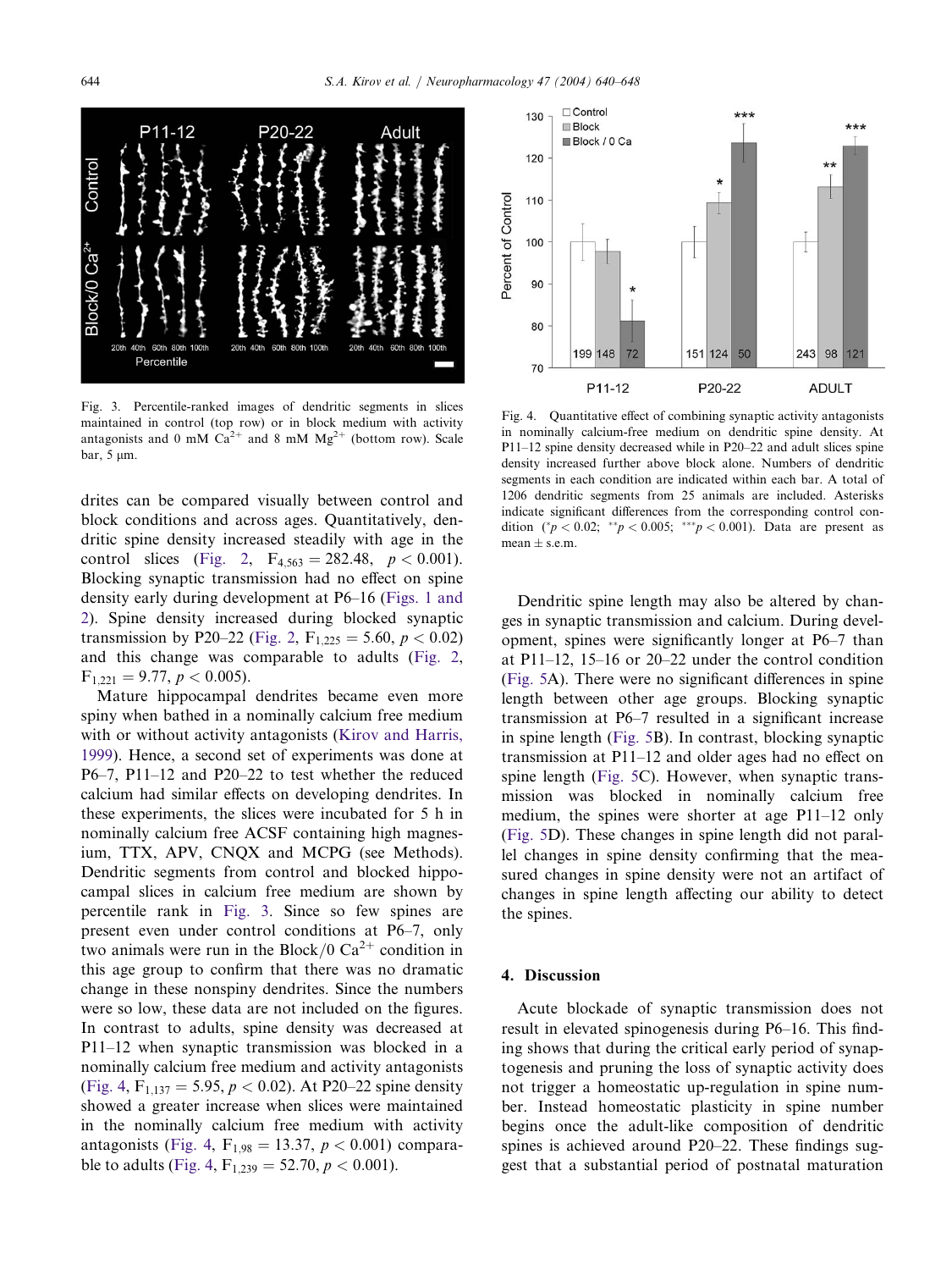Fig. 3. Percentile-ranked images of dendritic segments in slices maintained in control (top row) or in block medium with activity antagonists and 0 mM $Ca^{2+}$ and 8 mM $Mg^{2+}$ (bottom row). Scale bar, 5 μm.

Fig. 4. Quantitative effect of combining synaptic activity antagonists in nominally calcium-free medium on dendritic spine density. At P11–12 spine density decreased while in P20–22 and adult slices spine density increased further above block alone. Numbers of dendritic segments in each condition are indicated within each bar. A total of 1206 dendritic segments from 25 animals are included. Asterisks indicate significant differences from the corresponding control condition ($^{*}p < 0.02$; $^{**}p < 0.005$; $^{***}p < 0.001$). Data are present as mean ± s.e.m.

drites can be compared visually between control and block conditions and across ages. Quantitatively, dendritic spine density increased steadily with age in the control slices (Fig. 2, $F_{4,563} = 282.48$, $p < 0.001$). Blocking synaptic transmission had no effect on spine density early during development at P6–16 (Figs. 1 and 2). Spine density increased during blocked synaptic transmission by P20–22 (Fig. 2, $F_{1,225} = 5.60$, $p < 0.02$) and this change was comparable to adults (Fig. 2, $F_{1,221} = 9.77$, $p < 0.005$).

Mature hippocampal dendrites became even more spiny when bathed in a nominally calcium free medium with or without activity antagonists (Kirov and Harris, 1999). Hence, a second set of experiments was done at P6–7, P11–12 and P20–22 to test whether the reduced calcium had similar effects on developing dendrites. In these experiments, the slices were incubated for 5 h in nominally calcium free ACSF containing high magnesium, TTX, APV, CNQX and MCPG (see Methods). Dendritic segments from control and blocked hippocampal slices in calcium free medium are shown by percentile rank in Fig. 3. Since so few spines are present even under control conditions at P6–7, only two animals were run in the Block/0 $Ca^{2+}$ condition in this age group to confirm that there was no dramatic change in these nonspiny dendrites. Since the numbers were so low, these data are not included on the figures. In contrast to adults, spine density was decreased at P11–12 when synaptic transmission was blocked in a nominally calcium free medium and activity antagonists (Fig. 4, $F_{1,137} = 5.95$, $p < 0.02$). At P20–22 spine density showed a greater increase when slices were maintained in the nominally calcium free medium with activity antagonists (Fig. 4, $F_{1,98} = 13.37$, $p < 0.001$) comparable to adults (Fig. 4, $F_{1,239} = 52.70$, $p < 0.001$).

Dendritic spine length may also be altered by changes in synaptic transmission and calcium. During development, spines were significantly longer at P6–7 than at P11–12, 15–16 or 20–22 under the control condition (Fig. 5A). There were no significant differences in spine length between other age groups. Blocking synaptic transmission at P6–7 resulted in a significant increase in spine length (Fig. 5B). In contrast, blocking synaptic transmission at P11–12 and older ages had no effect on spine length (Fig. 5C). However, when synaptic transmission was blocked in nominally calcium free medium, the spines were shorter at age P11–12 only (Fig. 5D). These changes in spine length did not parallel changes in spine density confirming that the measured changes in spine density were not an artifact of changes in spine length affecting our ability to detect the spines.

## 4. Discussion

Acute blockade of synaptic transmission does not result in elevated spinogenesis during P6–16. This finding shows that during the critical early period of synaptogenesis and pruning the loss of synaptic activity does not trigger a homeostatic up-regulation in spine number. Instead homeostatic plasticity in spine number begins once the adult-like composition of dendritic spines is achieved around P20–22. These findings suggest that a substantial period of postnatal maturation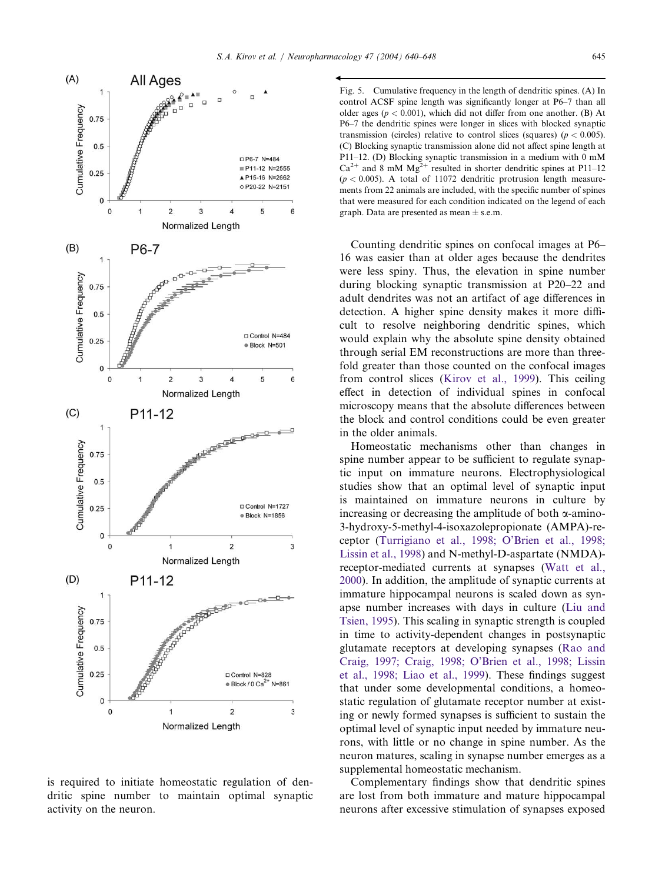Fig. 5. Cumulative frequency in the length of dendritic spines. (A) In control ACSF spine length was significantly longer at P6–7 than all older ages ($p < 0.001$), which did not differ from one another. (B) At P6–7 the dendritic spines were longer in slices with blocked synaptic transmission (circles) relative to control slices (squares) ($p < 0.005$). (C) Blocking synaptic transmission alone did not affect spine length at P11–12. (D) Blocking synaptic transmission in a medium with 0 mM $Ca^{2+}$ and 8 mM $Mg^{2+}$ resulted in shorter dendritic spines at P11–12 ($p < 0.005$). A total of 11072 dendritic protrusion length measurements from 22 animals are included, with the specific number of spines that were measured for each condition indicated on the legend of each graph. Data are presented as mean ± s.e.m.

is required to initiate homeostatic regulation of dendritic spine number to maintain optimal synaptic activity on the neuron.

Counting dendritic spines on confocal images at P6–16 was easier than at older ages because the dendrites were less spiny. Thus, the elevation in spine number during blocking synaptic transmission at P20–22 and adult dendrites was not an artifact of age differences in detection. A higher spine density makes it more difficult to resolve neighboring dendritic spines, which would explain why the absolute spine density obtained through serial EM reconstructions are more than three-fold greater than those counted on the confocal images from control slices (Kirov et al., 1999). This ceiling effect in detection of individual spines in confocal microscopy means that the absolute differences between the block and control conditions could be even greater in the older animals.

Homeostatic mechanisms other than changes in spine number appear to be sufficient to regulate synaptic input on immature neurons. Electrophysiological studies show that an optimal level of synaptic input is maintained on immature neurons in culture by increasing or decreasing the amplitude of both α-amino-3-hydroxy-5-methyl-4-isoxazolepropionate (AMPA)-receptor (Turrigiano et al., 1998; O'Brien et al., 1998; Lissin et al., 1998) and N-methyl-D-aspartate (NMDA)-receptor-mediated currents at synapses (Watt et al., 2000). In addition, the amplitude of synaptic currents at immature hippocampal neurons is scaled down as synapse number increases with days in culture (Liu and Tsien, 1995). This scaling in synaptic strength is coupled in time to activity-dependent changes in postsynaptic glutamate receptors at developing synapses (Rao and Craig, 1997; Craig, 1998; O'Brien et al., 1998; Lissin et al., 1998; Liao et al., 1999). These findings suggest that under some developmental conditions, a homeostatic regulation of glutamate receptor number at existing or newly formed synapses is sufficient to sustain the optimal level of synaptic input needed by immature neurons, with little or no change in spine number. As the neuron matures, scaling in synapse number emerges as a supplemental homeostatic mechanism.

Complementary findings show that dendritic spines are lost from both immature and mature hippocampal neurons after excessive stimulation of synapses exposed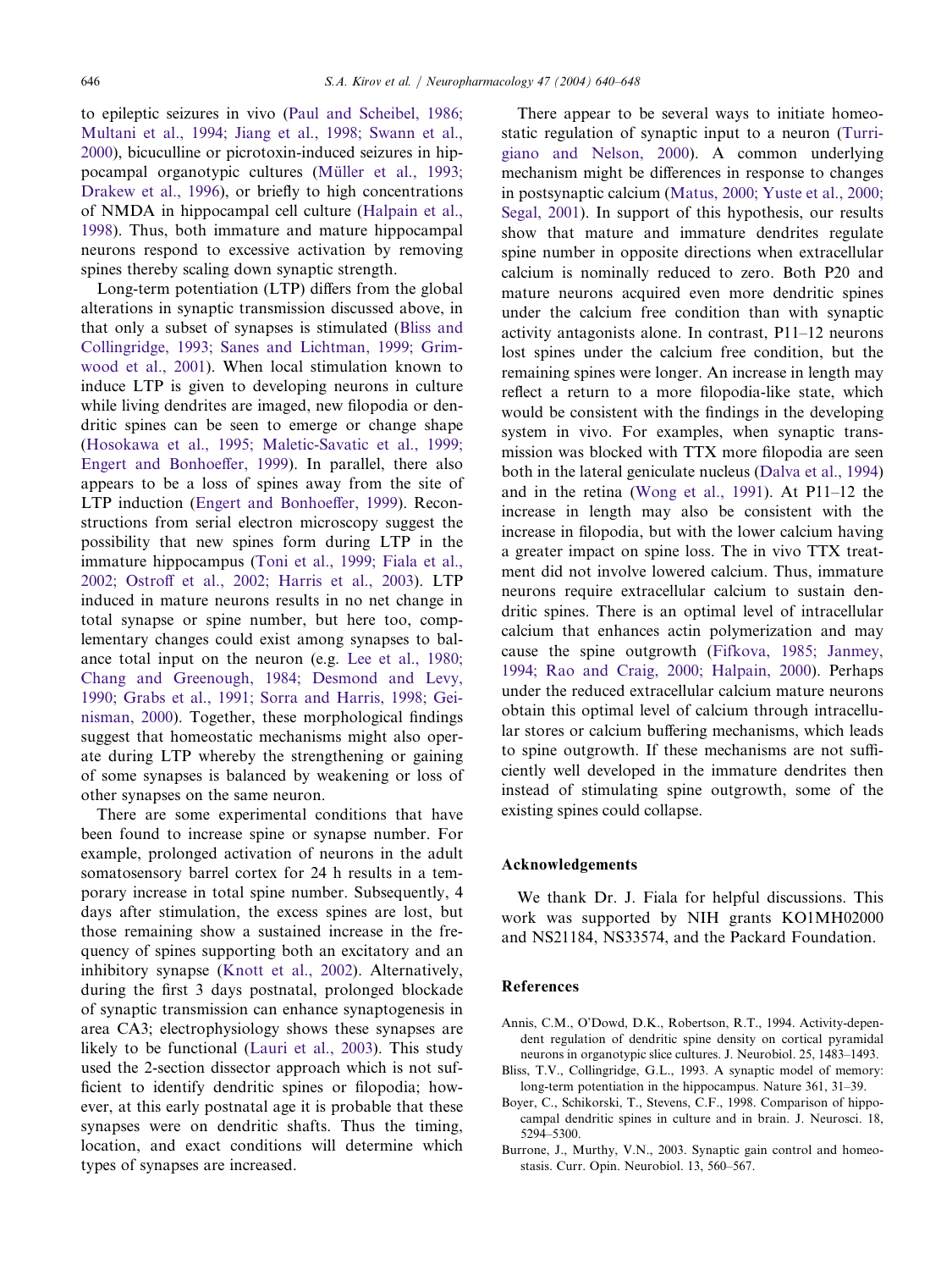to epileptic seizures in vivo (Paul and Scheibel, 1986; Multani et al., 1994; Jiang et al., 1998; Swann et al., 2000), bicuculline or picrotoxin-induced seizures in hippocampal organotypic cultures (Müller et al., 1993; Drakew et al., 1996), or briefly to high concentrations of NMDA in hippocampal cell culture (Halpain et al., 1998). Thus, both immature and mature hippocampal neurons respond to excessive activation by removing spines thereby scaling down synaptic strength.

Long-term potentiation (LTP) differs from the global alterations in synaptic transmission discussed above, in that only a subset of synapses is stimulated (Bliss and Collingridge, 1993; Sanes and Lichtman, 1999; Grimwood et al., 2001). When local stimulation known to induce LTP is given to developing neurons in culture while living dendrites are imaged, new filopodia or dendritic spines can be seen to emerge or change shape (Hosokawa et al., 1995; Maletic-Savatic et al., 1999; Engert and Bonhoeffer, 1999). In parallel, there also appears to be a loss of spines away from the site of LTP induction (Engert and Bonhoeffer, 1999). Reconstructions from serial electron microscopy suggest the possibility that new spines form during LTP in the immature hippocampus (Toni et al., 1999; Fiala et al., 2002; Ostroff et al., 2002; Harris et al., 2003). LTP induced in mature neurons results in no net change in total synapse or spine number, but here too, complementary changes could exist among synapses to balance total input on the neuron (e.g. Lee et al., 1980; Chang and Greenough, 1984; Desmond and Levy, 1990; Grabs et al., 1991; Sorra and Harris, 1998; Geinisman, 2000). Together, these morphological findings suggest that homeostatic mechanisms might also operate during LTP whereby the strengthening or gaining of some synapses is balanced by weakening or loss of other synapses on the same neuron.

There are some experimental conditions that have been found to increase spine or synapse number. For example, prolonged activation of neurons in the adult somatosensory barrel cortex for 24 h results in a temporary increase in total spine number. Subsequently, 4 days after stimulation, the excess spines are lost, but those remaining show a sustained increase in the frequency of spines supporting both an excitatory and an inhibitory synapse (Knott et al., 2002). Alternatively, during the first 3 days postnatal, prolonged blockade of synaptic transmission can enhance synaptogenesis in area CA3; electrophysiology shows these synapses are likely to be functional (Lauri et al., 2003). This study used the 2-section dissector approach which is not sufficient to identify dendritic spines or filopodia; however, at this early postnatal age it is probable that these synapses were on dendritic shafts. Thus the timing, location, and exact conditions will determine which types of synapses are increased.

There appear to be several ways to initiate homeostatic regulation of synaptic input to a neuron (Turrigiano and Nelson, 2000). A common underlying mechanism might be differences in response to changes in postsynaptic calcium (Matus, 2000; Yuste et al., 2000; Segal, 2001). In support of this hypothesis, our results show that mature and immature dendrites regulate spine number in opposite directions when extracellular calcium is nominally reduced to zero. Both P20 and mature neurons acquired even more dendritic spines under the calcium free condition than with synaptic activity antagonists alone. In contrast, P11–12 neurons lost spines under the calcium free condition, but the remaining spines were longer. An increase in length may reflect a return to a more filopodia-like state, which would be consistent with the findings in the developing system in vivo. For examples, when synaptic transmission was blocked with TTX more filopodia are seen both in the lateral geniculate nucleus (Dalva et al., 1994) and in the retina (Wong et al., 1991). At P11–12 the increase in length may also be consistent with the increase in filopodia, but with the lower calcium having a greater impact on spine loss. The in vivo TTX treatment did not involve lowered calcium. Thus, immature neurons require extracellular calcium to sustain dendritic spines. There is an optimal level of intracellular calcium that enhances actin polymerization and may cause the spine outgrowth (Fifkova, 1985; Janmey, 1994; Rao and Craig, 2000; Halpain, 2000). Perhaps under the reduced extracellular calcium mature neurons obtain this optimal level of calcium through intracellular stores or calcium buffering mechanisms, which leads to spine outgrowth. If these mechanisms are not sufficiently well developed in the immature dendrites then instead of stimulating spine outgrowth, some of the existing spines could collapse.

## Acknowledgements

We thank Dr. J. Fiala for helpful discussions. This work was supported by NIH grants KO1MH02000 and NS21184, NS33574, and the Packard Foundation.

## References

Annis, C.M., O'Dowd, D.K., Robertson, R.T., 1994. Activity-dependent regulation of dendritic spine density on cortical pyramidal neurons in organotypic slice cultures. J. Neurobiol. 25, 1483–1493.

Bliss, T.V., Collingridge, G.L., 1993. A synaptic model of memory: long-term potentiation in the hippocampus. Nature 361, 31–39.

Boyer, C., Schikorski, T., Stevens, C.F., 1998. Comparison of hippocampal dendritic spines in culture and in brain. J. Neurosci. 18, 5294–5300.

Burrone, J., Murthy, V.N., 2003. Synaptic gain control and homeostasis. Curr. Opin. Neurobiol. 13, 560–567.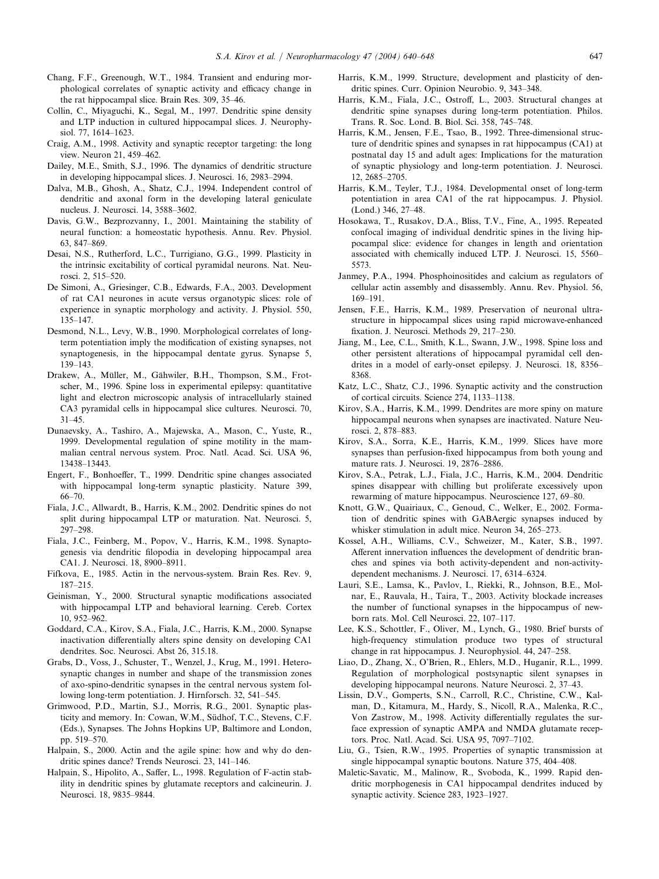Chang, F.F., Greenough, W.T., 1984. Transient and enduring morphological correlates of synaptic activity and efficacy change in the rat hippocampal slice. Brain Res. 309, 35–46.

Collin, C., Miyaguchi, K., Segal, M., 1997. Dendritic spine density and LTP induction in cultured hippocampal slices. J. Neurophysiol. 77, 1614–1623.

Craig, A.M., 1998. Activity and synaptic receptor targeting: the long view. Neuron 21, 459–462.

Dailey, M.E., Smith, S.J., 1996. The dynamics of dendritic structure in developing hippocampal slices. J. Neurosci. 16, 2983–2994.

Dalva, M.B., Ghosh, A., Shatz, C.J., 1994. Independent control of dendritic and axonal form in the developing lateral geniculate nucleus. J. Neurosci. 14, 3588–3602.

Davis, G.W., Bezprozvanny, I., 2001. Maintaining the stability of neural function: a homeostatic hypothesis. Annu. Rev. Physiol. 63, 847–869.

Desai, N.S., Rutherford, L.C., Turrigiano, G.G., 1999. Plasticity in the intrinsic excitability of cortical pyramidal neurons. Nat. Neurosci. 2, 515–520.

De Simoni, A., Griesinger, C.B., Edwards, F.A., 2003. Development of rat CA1 neurones in acute versus organotypic slices: role of experience in synaptic morphology and activity. J. Physiol. 550, 135–147.

Desmond, N.L., Levy, W.B., 1990. Morphological correlates of long-term potentiation imply the modification of existing synapses, not synaptogenesis, in the hippocampal dentate gyrus. Synapse 5, 139–143.

Drakew, A., Müller, M., Gähwiler, B.H., Thompson, S.M., Frotscher, M., 1996. Spine loss in experimental epilepsy: quantitative light and electron microscopic analysis of intracellularly stained CA3 pyramidal cells in hippocampal slice cultures. Neurosci. 70, 31–45.

Dunaevsky, A., Tashiro, A., Majewska, A., Mason, C., Yuste, R., 1999. Developmental regulation of spine motility in the mammalian central nervous system. Proc. Natl. Acad. Sci. USA 96, 13438–13443.

Engert, F., Bonhoeffer, T., 1999. Dendritic spine changes associated with hippocampal long-term synaptic plasticity. Nature 399, 66–70.

Fiala, J.C., Allwardt, B., Harris, K.M., 2002. Dendritic spines do not split during hippocampal LTP or maturation. Nat. Neurosci. 5, 297–298.

Fiala, J.C., Feinberg, M., Popov, V., Harris, K.M., 1998. Synaptogenesis via dendritic filopodia in developing hippocampal area CA1. J. Neurosci. 18, 8900–8911.

Fifkova, E., 1985. Actin in the nervous-system. Brain Res. Rev. 9, 187–215.

Geinisman, Y., 2000. Structural synaptic modifications associated with hippocampal LTP and behavioral learning. Cereb. Cortex 10, 952–962.

Goddard, C.A., Kirov, S.A., Fiala, J.C., Harris, K.M., 2000. Synapse inactivation differentially alters spine density on developing CA1 dendrites. Soc. Neurosci. Abst 26, 315.18.

Grabs, D., Voss, J., Schuster, T., Wenzel, J., Krug, M., 1991. Heterosynaptic changes in number and shape of the transmission zones of axo-spino-dendritic synapses in the central nervous system following long-term potentiation. J. Hirnforsch. 32, 541–545.

Grimwood, P.D., Martin, S.J., Morris, R.G., 2001. Synaptic plasticity and memory. In: Cowan, W.M., Südhof, T.C., Stevens, C.F. (Eds.), Synapses. The Johns Hopkins UP, Baltimore and London, pp. 519–570.

Halpain, S., 2000. Actin and the agile spine: how and why do dendritic spines dance? Trends Neurosci. 23, 141–146.

Halpain, S., Hipolito, A., Saffer, L., 1998. Regulation of F-actin stability in dendritic spines by glutamate receptors and calcineurin. J. Neurosci. 18, 9835–9844.

Harris, K.M., 1999. Structure, development and plasticity of dendritic spines. Curr. Opinion Neurobio. 9, 343–348.

Harris, K.M., Fiala, J.C., Ostroff, L., 2003. Structural changes at dendritic spine synapses during long-term potentiation. Philos. Trans. R. Soc. Lond. B. Biol. Sci. 358, 745–748.

Harris, K.M., Jensen, F.E., Tsao, B., 1992. Three-dimensional structure of dendritic spines and synapses in rat hippocampus (CA1) at postnatal day 15 and adult ages: Implications for the maturation of synaptic physiology and long-term potentiation. J. Neurosci. 12, 2685–2705.

Harris, K.M., Teyler, T.J., 1984. Developmental onset of long-term potentiation in area CA1 of the rat hippocampus. J. Physiol. (Lond.) 346, 27–48.

Hosokawa, T., Rusakov, D.A., Bliss, T.V., Fine, A., 1995. Repeated confocal imaging of individual dendritic spines in the living hippocampal slice: evidence for changes in length and orientation associated with chemically induced LTP. J. Neurosci. 15, 5560–5573.

Janmey, P.A., 1994. Phosphoinositides and calcium as regulators of cellular actin assembly and disassembly. Annu. Rev. Physiol. 56, 169–191.

Jensen, F.E., Harris, K.M., 1989. Preservation of neuronal ultrastructure in hippocampal slices using rapid microwave-enhanced fixation. J. Neurosci. Methods 29, 217–230.

Jiang, M., Lee, C.L., Smith, K.L., Swann, J.W., 1998. Spine loss and other persistent alterations of hippocampal pyramidal cell dendrites in a model of early-onset epilepsy. J. Neurosci. 18, 8356–8368.

Katz, L.C., Shatz, C.J., 1996. Synaptic activity and the construction of cortical circuits. Science 274, 1133–1138.

Kirov, S.A., Harris, K.M., 1999. Dendrites are more spiny on mature hippocampal neurons when synapses are inactivated. Nature Neurosci. 2, 878–883.

Kirov, S.A., Sorra, K.E., Harris, K.M., 1999. Slices have more synapses than perfusion-fixed hippocampus from both young and mature rats. J. Neurosci. 19, 2876–2886.

Kirov, S.A., Petrak, L.J., Fiala, J.C., Harris, K.M., 2004. Dendritic spines disappear with chilling but proliferate excessively upon rewarming of mature hippocampus. Neuroscience 127, 69–80.

Knott, G.W., Quairiaux, C., Genoud, C., Welker, E., 2002. Formation of dendritic spines with GABAergic synapses induced by whisker stimulation in adult mice. Neuron 34, 265–273.

Kossel, A.H., Williams, C.V., Schweizer, M., Kater, S.B., 1997. Afferent innervation influences the development of dendritic branches and spines via both activity-dependent and non-activity-dependent mechanisms. J. Neurosci. 17, 6314–6324.

Lauri, S.E., Lamsa, K., Pavlov, I., Riekki, R., Johnson, B.E., Molnar, E., Rauvala, H., Taira, T., 2003. Activity blockade increases the number of functional synapses in the hippocampus of newborn rats. Mol. Cell Neurosci. 22, 107–117.

Lee, K.S., Schottler, F., Oliver, M., Lynch, G., 1980. Brief bursts of high-frequency stimulation produce two types of structural change in rat hippocampus. J. Neurophysiol. 44, 247–258.

Liao, D., Zhang, X., O'Brien, R., Ehlers, M.D., Huganir, R.L., 1999. Regulation of morphological postsynaptic silent synapses in developing hippocampal neurons. Nature Neurosci. 2, 37–43.

Lissin, D.V., Gomperts, S.N., Carroll, R.C., Christine, C.W., Kalman, D., Kitamura, M., Hardy, S., Nicoll, R.A., Malenka, R.C., Von Zastrow, M., 1998. Activity differentially regulates the surface expression of synaptic AMPA and NMDA glutamate receptors. Proc. Natl. Acad. Sci. USA 95, 7097–7102.

Liu, G., Tsien, R.W., 1995. Properties of synaptic transmission at single hippocampal synaptic boutons. Nature 375, 404–408.

Maletic-Savatic, M., Malinow, R., Svoboda, K., 1999. Rapid dendritic morphogenesis in CA1 hippocampal dendrites induced by synaptic activity. Science 283, 1923–1927.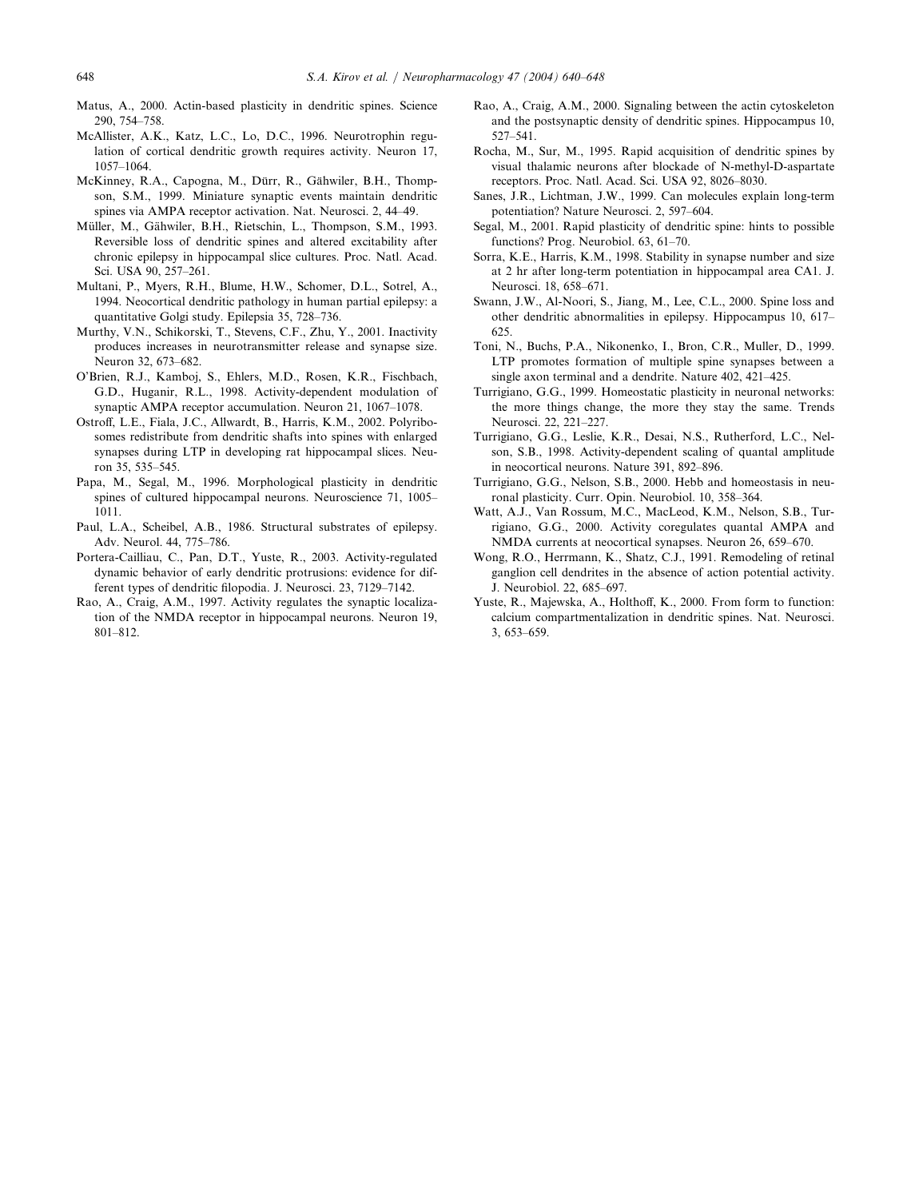Matus, A., 2000. Actin-based plasticity in dendritic spines. Science 290, 754–758.

McAllister, A.K., Katz, L.C., Lo, D.C., 1996. Neurotrophin regulation of cortical dendritic growth requires activity. Neuron 17, 1057–1064.

McKinney, R.A., Capogna, M., Dürr, R., Gähwiler, B.H., Thompson, S.M., 1999. Miniature synaptic events maintain dendritic spines via AMPA receptor activation. Nat. Neurosci. 2, 44–49.

Müller, M., Gähwiler, B.H., Rietschin, L., Thompson, S.M., 1993. Reversible loss of dendritic spines and altered excitability after chronic epilepsy in hippocampal slice cultures. Proc. Natl. Acad. Sci. USA 90, 257–261.

Multani, P., Myers, R.H., Blume, H.W., Schomer, D.L., Sotrel, A., 1994. Neocortical dendritic pathology in human partial epilepsy: a quantitative Golgi study. Epilepsia 35, 728–736.

Murthy, V.N., Schikorski, T., Stevens, C.F., Zhu, Y., 2001. Inactivity produces increases in neurotransmitter release and synapse size. Neuron 32, 673–682.

O'Brien, R.J., Kamboj, S., Ehlers, M.D., Rosen, K.R., Fischbach, G.D., Huganir, R.L., 1998. Activity-dependent modulation of synaptic AMPA receptor accumulation. Neuron 21, 1067–1078.

Ostroff, L.E., Fiala, J.C., Allwardt, B., Harris, K.M., 2002. Polyribosomes redistribute from dendritic shafts into spines with enlarged synapses during LTP in developing rat hippocampal slices. Neuron 35, 535–545.

Papa, M., Segal, M., 1996. Morphological plasticity in dendritic spines of cultured hippocampal neurons. Neuroscience 71, 1005–1011.

Paul, L.A., Scheibel, A.B., 1986. Structural substrates of epilepsy. Adv. Neurol. 44, 775–786.

Portera-Cailliau, C., Pan, D.T., Yuste, R., 2003. Activity-regulated dynamic behavior of early dendritic protrusions: evidence for different types of dendritic filopodia. J. Neurosci. 23, 7129–7142.

Rao, A., Craig, A.M., 1997. Activity regulates the synaptic localization of the NMDA receptor in hippocampal neurons. Neuron 19, 801–812.

Rao, A., Craig, A.M., 2000. Signaling between the actin cytoskeleton and the postsynaptic density of dendritic spines. Hippocampus 10, 527–541.

Rocha, M., Sur, M., 1995. Rapid acquisition of dendritic spines by visual thalamic neurons after blockade of N-methyl-D-aspartate receptors. Proc. Natl. Acad. Sci. USA 92, 8026–8030.

Sanes, J.R., Lichtman, J.W., 1999. Can molecules explain long-term potentiation? Nature Neurosci. 2, 597–604.

Segal, M., 2001. Rapid plasticity of dendritic spine: hints to possible functions? Prog. Neurobiol. 63, 61–70.

Sorra, K.E., Harris, K.M., 1998. Stability in synapse number and size at 2 hr after long-term potentiation in hippocampal area CA1. J. Neurosci. 18, 658–671.

Swann, J.W., Al-Noori, S., Jiang, M., Lee, C.L., 2000. Spine loss and other dendritic abnormalities in epilepsy. Hippocampus 10, 617–625.

Toni, N., Buchs, P.A., Nikonenko, I., Bron, C.R., Muller, D., 1999. LTP promotes formation of multiple spine synapses between a single axon terminal and a dendrite. Nature 402, 421–425.

Turrigiano, G.G., 1999. Homeostatic plasticity in neuronal networks: the more things change, the more they stay the same. Trends Neurosci. 22, 221–227.

Turrigiano, G.G., Leslie, K.R., Desai, N.S., Rutherford, L.C., Nelson, S.B., 1998. Activity-dependent scaling of quantal amplitude in neocortical neurons. Nature 391, 892–896.

Turrigiano, G.G., Nelson, S.B., 2000. Hebb and homeostasis in neuronal plasticity. Curr. Opin. Neurobiol. 10, 358–364.

Watt, A.J., Van Rossum, M.C., MacLeod, K.M., Nelson, S.B., Turrigiano, G.G., 2000. Activity coregulates quantal AMPA and NMDA currents at neocortical synapses. Neuron 26, 659–670.

Wong, R.O., Herrmann, K., Shatz, C.J., 1991. Remodeling of retinal ganglion cell dendrites in the absence of action potential activity. J. Neurobiol. 22, 685–697.

Yuste, R., Majewska, A., Holthoff, K., 2000. From form to function: calcium compartmentalization in dendritic spines. Nat. Neurosci. 3, 653–659.